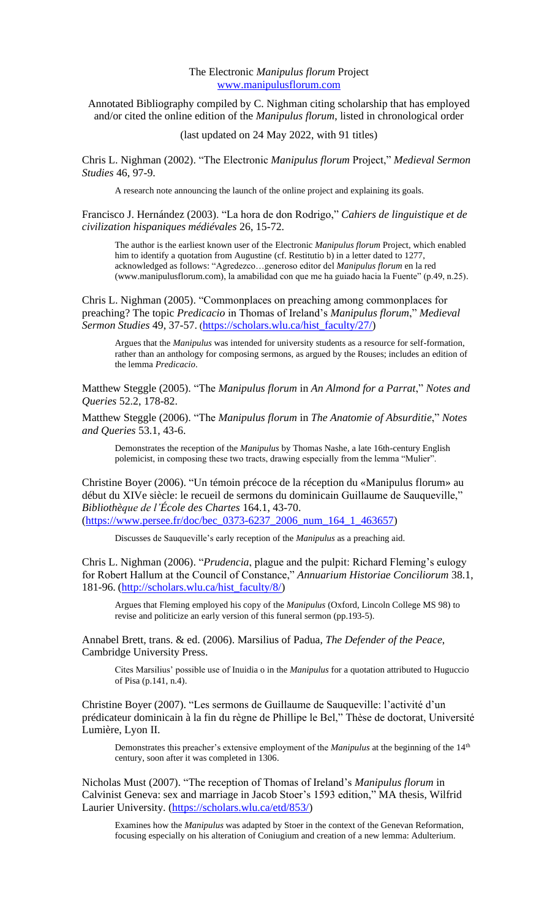The Electronic *Manipulus florum* Project
www.manipulusflorum.com

Annotated Bibliography compiled by C. Nighman citing scholarship that has employed and/or cited the online edition of the *Manipulus florum*, listed in chronological order

(last updated on 24 May 2022, with 91 titles)

Chris L. Nighman (2002). "The Electronic *Manipulus florum* Project," *Medieval Sermon Studies* 46, 97-9.

> A research note announcing the launch of the online project and explaining its goals.

Francisco J. Hernández (2003). "La hora de don Rodrigo," *Cahiers de linguistique et de civilization hispaniques médiévales* 26, 15-72.

> The author is the earliest known user of the Electronic *Manipulus florum* Project, which enabled him to identify a quotation from Augustine (cf. Restitutio b) in a letter dated to 1277, acknowledged as follows: "Agredezco…generoso editor del *Manipulus florum* en la red (www.manipulusflorum.com), la amabilidad con que me ha guiado hacia la Fuente" (p.49, n.25).

Chris L. Nighman (2005). "Commonplaces on preaching among commonplaces for preaching? The topic *Predicacio* in Thomas of Ireland's *Manipulus florum*," *Medieval Sermon Studies* 49, 37-57. (https://scholars.wlu.ca/hist_faculty/27/)

> Argues that the *Manipulus* was intended for university students as a resource for self-formation, rather than an anthology for composing sermons, as argued by the Rouses; includes an edition of the lemma *Predicacio*.

Matthew Steggle (2005). "The *Manipulus florum* in *An Almond for a Parrat*," *Notes and Queries* 52.2, 178-82.

Matthew Steggle (2006). "The *Manipulus florum* in *The Anatomie of Absurditie*," *Notes and Queries* 53.1, 43-6.

> Demonstrates the reception of the *Manipulus* by Thomas Nashe, a late 16th-century English polemicist, in composing these two tracts, drawing especially from the lemma "Mulier".

Christine Boyer (2006). "Un témoin précoce de la réception du «Manipulus florum» au début du XIVe siècle: le recueil de sermons du dominicain Guillaume de Sauqueville," *Bibliothèque de l'École des Chartes* 164.1, 43-70. (https://www.persee.fr/doc/bec_0373-6237_2006_num_164_1_463657)

> Discusses de Sauqueville's early reception of the *Manipulus* as a preaching aid.

Chris L. Nighman (2006). "*Prudencia*, plague and the pulpit: Richard Fleming's eulogy for Robert Hallum at the Council of Constance," *Annuarium Historiae Conciliorum* 38.1, 181-96. (http://scholars.wlu.ca/hist_faculty/8/)

> Argues that Fleming employed his copy of the *Manipulus* (Oxford, Lincoln College MS 98) to revise and politicize an early version of this funeral sermon (pp.193-5).

Annabel Brett, trans. & ed. (2006). Marsilius of Padua, *The Defender of the Peace*, Cambridge University Press.

> Cites Marsilius' possible use of Inuidia o in the *Manipulus* for a quotation attributed to Huguccio of Pisa (p.141, n.4).

Christine Boyer (2007). "Les sermons de Guillaume de Sauqueville: l'activité d'un prédicateur dominicain à la fin du règne de Phillipe le Bel," Thèse de doctorat, Université Lumière, Lyon II.

> Demonstrates this preacher's extensive employment of the *Manipulus* at the beginning of the 14th century, soon after it was completed in 1306.

Nicholas Must (2007). "The reception of Thomas of Ireland's *Manipulus florum* in Calvinist Geneva: sex and marriage in Jacob Stoer's 1593 edition," MA thesis, Wilfrid Laurier University. (https://scholars.wlu.ca/etd/853/)

> Examines how the *Manipulus* was adapted by Stoer in the context of the Genevan Reformation, focusing especially on his alteration of Coniugium and creation of a new lemma: Adulterium.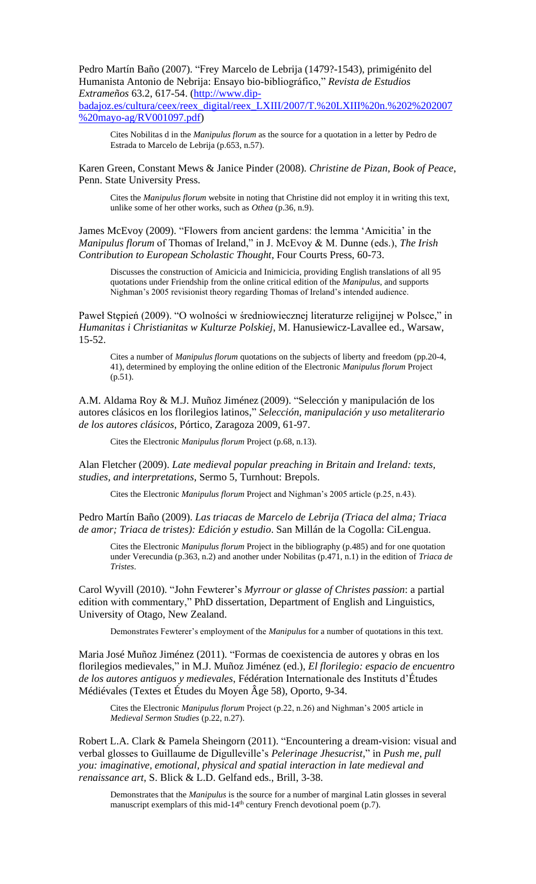Pedro Martín Baño (2007). "Frey Marcelo de Lebrija (1479?-1543), primigénito del Humanista Antonio de Nebrija: Ensayo bio-bibliográfico," *Revista de Estudios Extremeños* 63.2, 617-54. (http://www.dip-badajoz.es/cultura/ceex/reex_digital/reex_LXIII/2007/T.%20LXIII%20n.%202%202007%20mayo-ag/RV001097.pdf)

> Cites Nobilitas d in the *Manipulus florum* as the source for a quotation in a letter by Pedro de Estrada to Marcelo de Lebrija (p.653, n.57).

Karen Green, Constant Mews & Janice Pinder (2008). *Christine de Pizan, Book of Peace*, Penn. State University Press.

> Cites the *Manipulus florum* website in noting that Christine did not employ it in writing this text, unlike some of her other works, such as *Othea* (p.36, n.9).

James McEvoy (2009). "Flowers from ancient gardens: the lemma 'Amicitia' in the *Manipulus florum* of Thomas of Ireland," in J. McEvoy & M. Dunne (eds.), *The Irish Contribution to European Scholastic Thought*, Four Courts Press, 60-73.

> Discusses the construction of Amicicia and Inimicicia, providing English translations of all 95 quotations under Friendship from the online critical edition of the *Manipulus*, and supports Nighman's 2005 revisionist theory regarding Thomas of Ireland's intended audience.

Paweł Stępień (2009). "O wolności w średniowiecznej literaturze religijnej w Polsce," in *Humanitas i Christianitas w Kulturze Polskiej*, M. Hanusiewicz-Lavallee ed., Warsaw, 15-52.

> Cites a number of *Manipulus florum* quotations on the subjects of liberty and freedom (pp.20-4, 41), determined by employing the online edition of the Electronic *Manipulus florum* Project (p.51).

A.M. Aldama Roy & M.J. Muñoz Jiménez (2009). "Selección y manipulación de los autores clásicos en los florilegios latinos," *Selección, manipulación y uso metaliterario de los autores clásicos*, Pórtico, Zaragoza 2009, 61-97.

> Cites the Electronic *Manipulus florum* Project (p.68, n.13).

Alan Fletcher (2009). *Late medieval popular preaching in Britain and Ireland: texts, studies, and interpretations*, Sermo 5, Turnhout: Brepols.

> Cites the Electronic *Manipulus florum* Project and Nighman's 2005 article (p.25, n.43).

Pedro Martín Baño (2009). *Las triacas de Marcelo de Lebrija (Triaca del alma; Triaca de amor; Triaca de tristes): Edición y estudio*. San Millán de la Cogolla: CiLengua.

> Cites the Electronic *Manipulus florum* Project in the bibliography (p.485) and for one quotation under Verecundia (p.363, n.2) and another under Nobilitas (p.471, n.1) in the edition of *Triaca de Tristes*.

Carol Wyvill (2010). "John Fewterer's *Myrrour or glasse of Christes passion*: a partial edition with commentary," PhD dissertation, Department of English and Linguistics, University of Otago, New Zealand.

> Demonstrates Fewterer's employment of the *Manipulus* for a number of quotations in this text.

Maria José Muñoz Jiménez (2011). "Formas de coexistencia de autores y obras en los florilegios medievales," in M.J. Muñoz Jiménez (ed.), *El florilegio: espacio de encuentro de los autores antiguos y medievales*, Fédération Internationale des Instituts d'Études Médiévales (Textes et Études du Moyen Âge 58), Oporto, 9-34.

> Cites the Electronic *Manipulus florum* Project (p.22, n.26) and Nighman's 2005 article in *Medieval Sermon Studies* (p.22, n.27).

Robert L.A. Clark & Pamela Sheingorn (2011). "Encountering a dream-vision: visual and verbal glosses to Guillaume de Digulleville's *Pelerinage Jhesucrist*," in *Push me, pull you: imaginative, emotional, physical and spatial interaction in late medieval and renaissance art*, S. Blick & L.D. Gelfand eds., Brill, 3-38.

> Demonstrates that the *Manipulus* is the source for a number of marginal Latin glosses in several manuscript exemplars of this mid-14th century French devotional poem (p.7).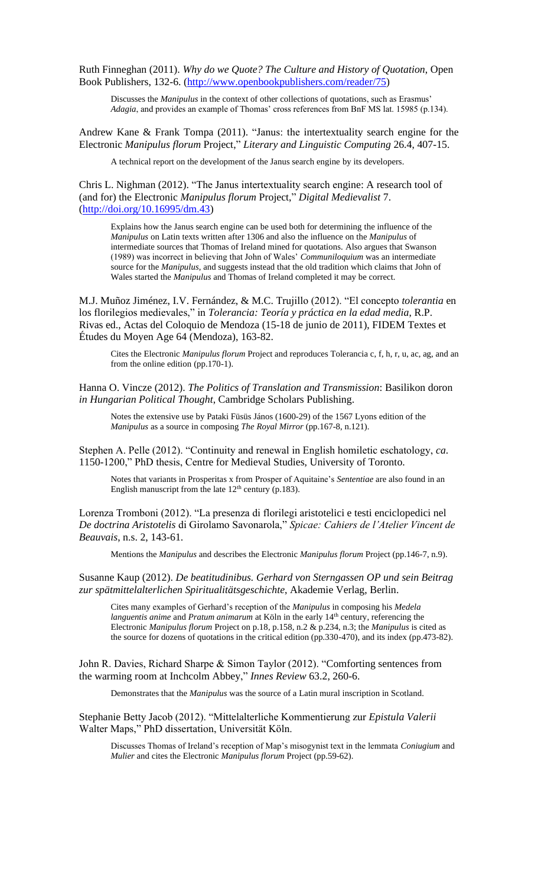Ruth Finneghan (2011). *Why do we Quote? The Culture and History of Quotation*, Open Book Publishers, 132-6. (http://www.openbookpublishers.com/reader/75)

> Discusses the *Manipulus* in the context of other collections of quotations, such as Erasmus' *Adagia*, and provides an example of Thomas' cross references from BnF MS lat. 15985 (p.134).

Andrew Kane & Frank Tompa (2011). "Janus: the intertextuality search engine for the Electronic *Manipulus florum* Project," *Literary and Linguistic Computing* 26.4, 407-15.

> A technical report on the development of the Janus search engine by its developers.

Chris L. Nighman (2012). "The Janus intertextuality search engine: A research tool of (and for) the Electronic *Manipulus florum* Project," *Digital Medievalist* 7. (http://doi.org/10.16995/dm.43)

> Explains how the Janus search engine can be used both for determining the influence of the *Manipulus* on Latin texts written after 1306 and also the influence on the *Manipulus* of intermediate sources that Thomas of Ireland mined for quotations. Also argues that Swanson (1989) was incorrect in believing that John of Wales' *Communiloquium* was an intermediate source for the *Manipulus*, and suggests instead that the old tradition which claims that John of Wales started the *Manipulus* and Thomas of Ireland completed it may be correct.

M.J. Muñoz Jiménez, I.V. Fernández, & M.C. Trujillo (2012). "El concepto *tolerantia* en los florilegios medievales," in *Tolerancia: Teoría y práctica en la edad media*, R.P. Rivas ed., Actas del Coloquio de Mendoza (15-18 de junio de 2011), FIDEM Textes et Études du Moyen Age 64 (Mendoza), 163-82.

> Cites the Electronic *Manipulus florum* Project and reproduces Tolerancia c, f, h, r, u, ac, ag, and an from the online edition (pp.170-1).

Hanna O. Vincze (2012). *The Politics of Translation and Transmission*: Basilikon doron *in Hungarian Political Thought*, Cambridge Scholars Publishing.

> Notes the extensive use by Pataki Füsüs János (1600-29) of the 1567 Lyons edition of the *Manipulus* as a source in composing *The Royal Mirror* (pp.167-8, n.121).

Stephen A. Pelle (2012). "Continuity and renewal in English homiletic eschatology, *ca.* 1150-1200," PhD thesis, Centre for Medieval Studies, University of Toronto.

> Notes that variants in Prosperitas x from Prosper of Aquitaine's *Sententiae* are also found in an English manuscript from the late 12th century (p.183).

Lorenza Tromboni (2012). "La presenza di florilegi aristotelici e testi enciclopedici nel *De doctrina Aristotelis* di Girolamo Savonarola," *Spicae: Cahiers de l'Atelier Vincent de Beauvais*, n.s. 2, 143-61.

> Mentions the *Manipulus* and describes the Electronic *Manipulus florum* Project (pp.146-7, n.9).

Susanne Kaup (2012). *De beatitudinibus. Gerhard von Sterngassen OP und sein Beitrag zur spätmittelalterlichen Spiritualitätsgeschichte*, Akademie Verlag, Berlin.

> Cites many examples of Gerhard's reception of the *Manipulus* in composing his *Medela languentis anime* and *Pratum animarum* at Köln in the early 14th century, referencing the Electronic *Manipulus florum* Project on p.18, p.158, n.2 & p.234, n.3; the *Manipulus* is cited as the source for dozens of quotations in the critical edition (pp.330-470), and its index (pp.473-82).

John R. Davies, Richard Sharpe & Simon Taylor (2012). "Comforting sentences from the warming room at Inchcolm Abbey," *Innes Review* 63.2, 260-6.

> Demonstrates that the *Manipulus* was the source of a Latin mural inscription in Scotland.

Stephanie Betty Jacob (2012). "Mittelalterliche Kommentierung zur *Epistula Valerii* Walter Maps," PhD dissertation, Universität Köln.

> Discusses Thomas of Ireland's reception of Map's misogynist text in the lemmata *Coniugium* and *Mulier* and cites the Electronic *Manipulus florum* Project (pp.59-62).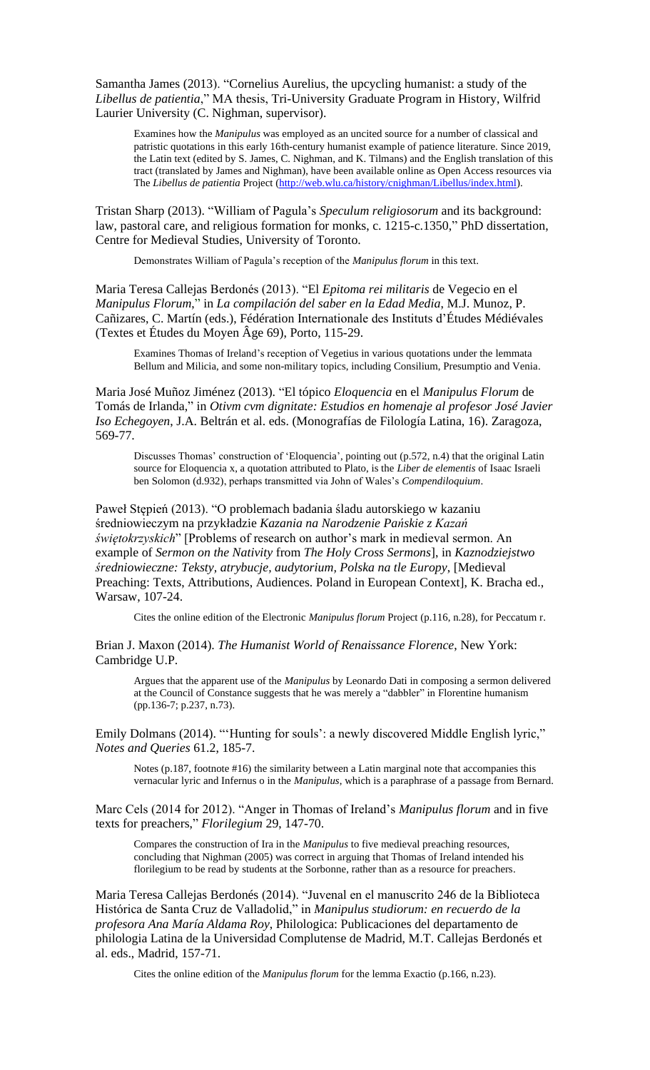Samantha James (2013). "Cornelius Aurelius, the upcycling humanist: a study of the *Libellus de patientia*," MA thesis, Tri-University Graduate Program in History, Wilfrid Laurier University (C. Nighman, supervisor).

> Examines how the *Manipulus* was employed as an uncited source for a number of classical and patristic quotations in this early 16th-century humanist example of patience literature. Since 2019, the Latin text (edited by S. James, C. Nighman, and K. Tilmans) and the English translation of this tract (translated by James and Nighman), have been available online as Open Access resources via The *Libellus de patientia* Project (http://web.wlu.ca/history/cnighman/Libellus/index.html).

Tristan Sharp (2013). "William of Pagula's *Speculum religiosorum* and its background: law, pastoral care, and religious formation for monks, c. 1215-c.1350," PhD dissertation, Centre for Medieval Studies, University of Toronto.

> Demonstrates William of Pagula's reception of the *Manipulus florum* in this text.

Maria Teresa Callejas Berdonés (2013). "El *Epitoma rei militaris* de Vegecio en el *Manipulus Florum*," in *La compilación del saber en la Edad Media*, M.J. Munoz, P. Cañizares, C. Martín (eds.), Fédération Internationale des Instituts d'Études Médiévales (Textes et Études du Moyen Âge 69), Porto, 115-29.

> Examines Thomas of Ireland's reception of Vegetius in various quotations under the lemmata Bellum and Milicia, and some non-military topics, including Consilium, Presumptio and Venia.

Maria José Muñoz Jiménez (2013). "El tópico *Eloquencia* en el *Manipulus Florum* de Tomás de Irlanda," in *Otivm cvm dignitate: Estudios en homenaje al profesor José Javier Iso Echegoyen*, J.A. Beltrán et al. eds. (Monografías de Filología Latina, 16). Zaragoza, 569-77.

> Discusses Thomas' construction of 'Eloquencia', pointing out (p.572, n.4) that the original Latin source for Eloquencia x, a quotation attributed to Plato, is the *Liber de elementis* of Isaac Israeli ben Solomon (d.932), perhaps transmitted via John of Wales's *Compendiloquium*.

Paweł Stępień (2013). "O problemach badania śladu autorskiego w kazaniu średniowiecznym na przykładzie *Kazania na Narodzenie Pańskie z Kazań świętokrzyskich*" [Problems of research on author's mark in medieval sermon. An example of *Sermon on the Nativity* from *The Holy Cross Sermons*], in *Kaznodziejstwo średniowieczne: Teksty, atrybucje, audytorium, Polska na tle Europy*, [Medieval Preaching: Texts, Attributions, Audiences. Poland in European Context], K. Bracha ed., Warsaw, 107-24.

> Cites the online edition of the Electronic *Manipulus florum* Project (p.116, n.28), for Peccatum r.

Brian J. Maxon (2014). *The Humanist World of Renaissance Florence*, New York: Cambridge U.P.

> Argues that the apparent use of the *Manipulus* by Leonardo Dati in composing a sermon delivered at the Council of Constance suggests that he was merely a "dabbler" in Florentine humanism (pp.136-7; p.237, n.73).

Emily Dolmans (2014). "'Hunting for souls': a newly discovered Middle English lyric," *Notes and Queries* 61.2, 185-7.

> Notes (p.187, footnote #16) the similarity between a Latin marginal note that accompanies this vernacular lyric and Infernus o in the *Manipulus*, which is a paraphrase of a passage from Bernard.

Marc Cels (2014 for 2012). "Anger in Thomas of Ireland's *Manipulus florum* and in five texts for preachers," *Florilegium* 29, 147-70.

> Compares the construction of Ira in the *Manipulus* to five medieval preaching resources, concluding that Nighman (2005) was correct in arguing that Thomas of Ireland intended his florilegium to be read by students at the Sorbonne, rather than as a resource for preachers.

Maria Teresa Callejas Berdonés (2014). "Juvenal en el manuscrito 246 de la Biblioteca Histórica de Santa Cruz de Valladolid," in *Manipulus studiorum: en recuerdo de la profesora Ana María Aldama Roy*, Philologica: Publicaciones del departamento de philologia Latina de la Universidad Complutense de Madrid, M.T. Callejas Berdonés et al. eds., Madrid, 157-71.

> Cites the online edition of the *Manipulus florum* for the lemma Exactio (p.166, n.23).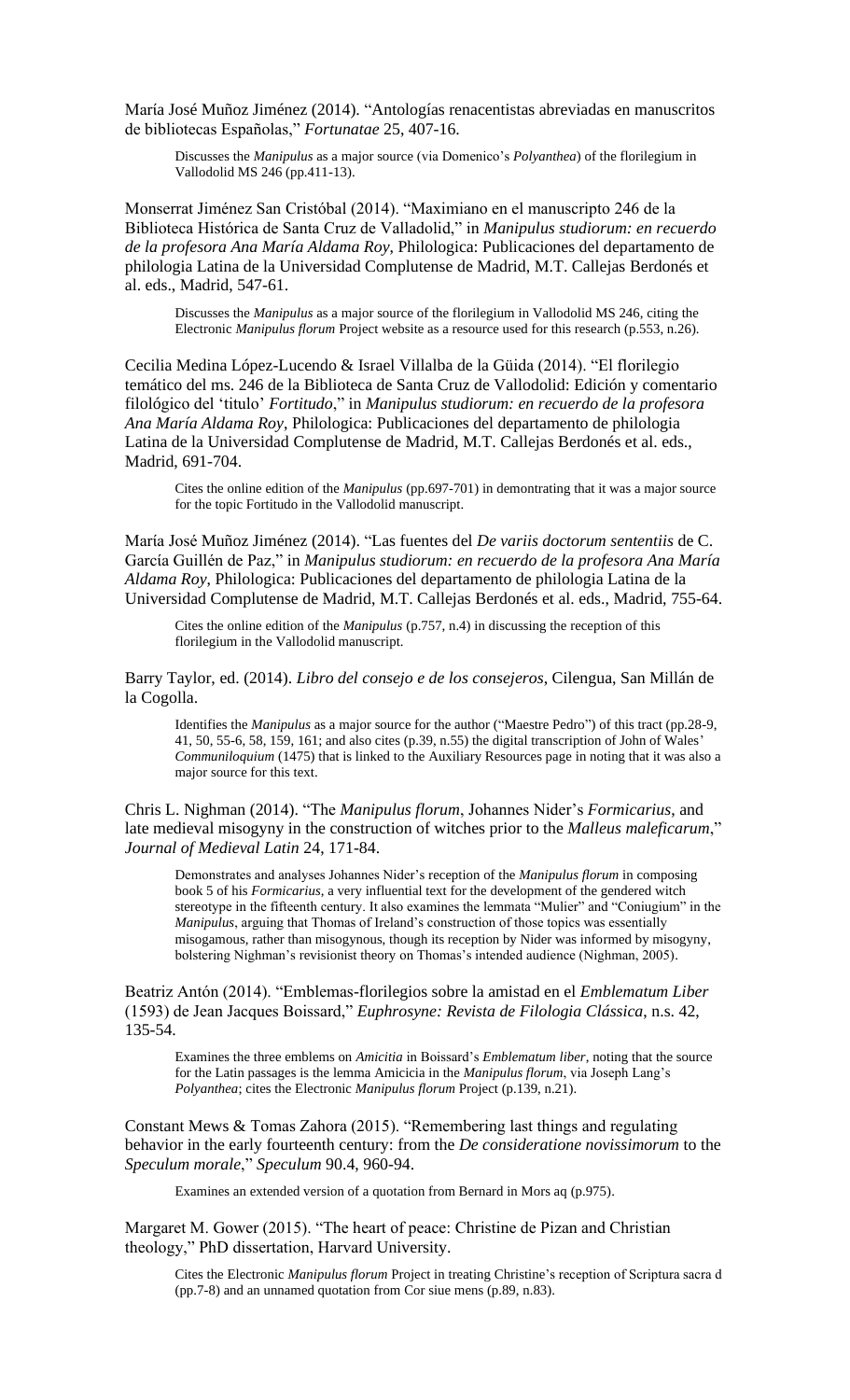María José Muñoz Jiménez (2014). "Antologías renacentistas abreviadas en manuscritos de bibliotecas Españolas," *Fortunatae* 25, 407-16.

> Discusses the *Manipulus* as a major source (via Domenico's *Polyanthea*) of the florilegium in Vallodolid MS 246 (pp.411-13).

Monserrat Jiménez San Cristóbal (2014). "Maximiano en el manuscripto 246 de la Biblioteca Histórica de Santa Cruz de Valladolid," in *Manipulus studiorum: en recuerdo de la profesora Ana María Aldama Roy*, Philologica: Publicaciones del departamento de philologia Latina de la Universidad Complutense de Madrid, M.T. Callejas Berdonés et al. eds., Madrid, 547-61.

> Discusses the *Manipulus* as a major source of the florilegium in Vallodolid MS 246, citing the Electronic *Manipulus florum* Project website as a resource used for this research (p.553, n.26).

Cecilia Medina López-Lucendo & Israel Villalba de la Güida (2014). "El florilegio temático del ms. 246 de la Biblioteca de Santa Cruz de Vallodolid: Edición y comentario filológico del 'titulo' *Fortitudo*," in *Manipulus studiorum: en recuerdo de la profesora Ana María Aldama Roy*, Philologica: Publicaciones del departamento de philologia Latina de la Universidad Complutense de Madrid, M.T. Callejas Berdonés et al. eds., Madrid, 691-704.

> Cites the online edition of the *Manipulus* (pp.697-701) in demontrating that it was a major source for the topic Fortitudo in the Vallodolid manuscript.

María José Muñoz Jiménez (2014). "Las fuentes del *De variis doctorum sententiis* de C. García Guillén de Paz," in *Manipulus studiorum: en recuerdo de la profesora Ana María Aldama Roy*, Philologica: Publicaciones del departamento de philologia Latina de la Universidad Complutense de Madrid, M.T. Callejas Berdonés et al. eds., Madrid, 755-64.

> Cites the online edition of the *Manipulus* (p.757, n.4) in discussing the reception of this florilegium in the Vallodolid manuscript.

Barry Taylor, ed. (2014). *Libro del consejo e de los consejeros*, Cilengua, San Millán de la Cogolla.

> Identifies the *Manipulus* as a major source for the author ("Maestre Pedro") of this tract (pp.28-9, 41, 50, 55-6, 58, 159, 161; and also cites (p.39, n.55) the digital transcription of John of Wales' *Communiloquium* (1475) that is linked to the Auxiliary Resources page in noting that it was also a major source for this text.

Chris L. Nighman (2014). "The *Manipulus florum*, Johannes Nider's *Formicarius*, and late medieval misogyny in the construction of witches prior to the *Malleus maleficarum*," *Journal of Medieval Latin* 24, 171-84.

> Demonstrates and analyses Johannes Nider's reception of the *Manipulus florum* in composing book 5 of his *Formicarius*, a very influential text for the development of the gendered witch stereotype in the fifteenth century. It also examines the lemmata "Mulier" and "Coniugium" in the *Manipulus*, arguing that Thomas of Ireland's construction of those topics was essentially misogamous, rather than misogynous, though its reception by Nider was informed by misogyny, bolstering Nighman's revisionist theory on Thomas's intended audience (Nighman, 2005).

Beatriz Antón (2014). "Emblemas-florilegios sobre la amistad en el *Emblematum Liber* (1593) de Jean Jacques Boissard," *Euphrosyne: Revista de Filologia Clássica*, n.s. 42, 135-54.

> Examines the three emblems on *Amicitia* in Boissard's *Emblematum liber*, noting that the source for the Latin passages is the lemma Amicicia in the *Manipulus florum*, via Joseph Lang's *Polyanthea*; cites the Electronic *Manipulus florum* Project (p.139, n.21).

Constant Mews & Tomas Zahora (2015). "Remembering last things and regulating behavior in the early fourteenth century: from the *De consideratione novissimorum* to the *Speculum morale*," *Speculum* 90.4, 960-94.

> Examines an extended version of a quotation from Bernard in Mors aq (p.975).

Margaret M. Gower (2015). "The heart of peace: Christine de Pizan and Christian theology," PhD dissertation, Harvard University.

> Cites the Electronic *Manipulus florum* Project in treating Christine's reception of Scriptura sacra d (pp.7-8) and an unnamed quotation from Cor siue mens (p.89, n.83).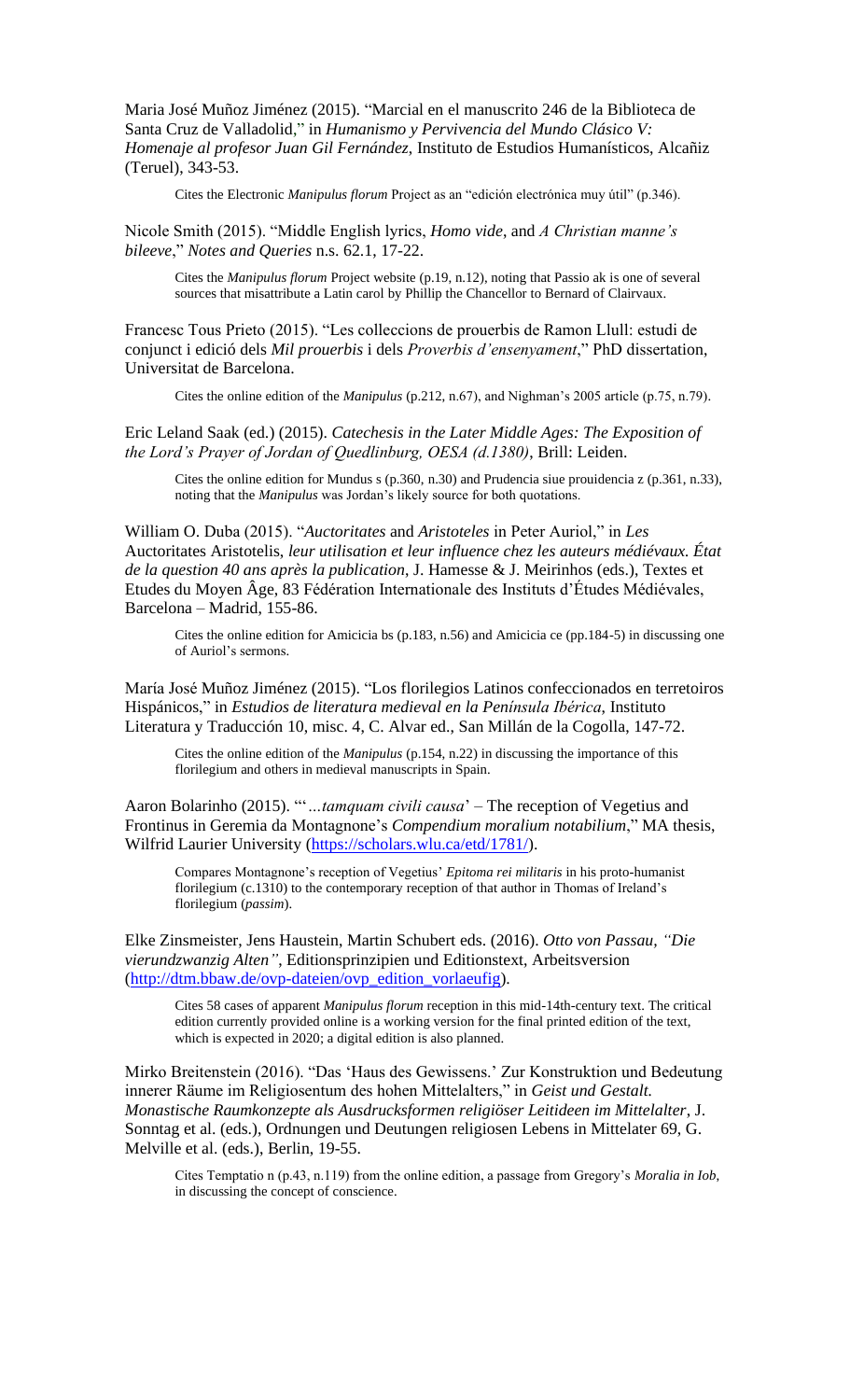Maria José Muñoz Jiménez (2015). "Marcial en el manuscrito 246 de la Biblioteca de Santa Cruz de Valladolid," in *Humanismo y Pervivencia del Mundo Clásico V: Homenaje al profesor Juan Gil Fernández*, Instituto de Estudios Humanísticos, Alcañiz (Teruel), 343-53.

> Cites the Electronic *Manipulus florum* Project as an "edición electrónica muy útil" (p.346).

Nicole Smith (2015). "Middle English lyrics, *Homo vide*, and *A Christian manne's bileeve*," *Notes and Queries* n.s. 62.1, 17-22.

> Cites the *Manipulus florum* Project website (p.19, n.12), noting that Passio ak is one of several sources that misattribute a Latin carol by Phillip the Chancellor to Bernard of Clairvaux.

Francesc Tous Prieto (2015). "Les colleccions de prouerbis de Ramon Llull: estudi de conjunct i edició dels *Mil prouerbis* i dels *Proverbis d'ensenyament*," PhD dissertation, Universitat de Barcelona.

> Cites the online edition of the *Manipulus* (p.212, n.67), and Nighman's 2005 article (p.75, n.79).

Eric Leland Saak (ed.) (2015). *Catechesis in the Later Middle Ages: The Exposition of the Lord's Prayer of Jordan of Quedlinburg, OESA (d.1380)*, Brill: Leiden.

> Cites the online edition for Mundus s (p.360, n.30) and Prudencia siue prouidencia z (p.361, n.33), noting that the *Manipulus* was Jordan's likely source for both quotations.

William O. Duba (2015). "*Auctoritates* and *Aristoteles* in Peter Auriol," in *Les* Auctoritates Aristotelis, *leur utilisation et leur influence chez les auteurs médiévaux. État de la question 40 ans après la publication*, J. Hamesse & J. Meirinhos (eds.), Textes et Etudes du Moyen Âge, 83 Fédération Internationale des Instituts d'Études Médiévales, Barcelona – Madrid, 155-86.

> Cites the online edition for Amicicia bs (p.183, n.56) and Amicicia ce (pp.184-5) in discussing one of Auriol's sermons.

María José Muñoz Jiménez (2015). "Los florilegios Latinos confeccionados en terretoiros Hispánicos," in *Estudios de literatura medieval en la Península Ibérica*, Instituto Literatura y Traducción 10, misc. 4, C. Alvar ed., San Millán de la Cogolla, 147-72.

> Cites the online edition of the *Manipulus* (p.154, n.22) in discussing the importance of this florilegium and others in medieval manuscripts in Spain.

Aaron Bolarinho (2015). "'*...tamquam civili causa*' – The reception of Vegetius and Frontinus in Geremia da Montagnone's *Compendium moralium notabilium*," MA thesis, Wilfrid Laurier University (https://scholars.wlu.ca/etd/1781/).

> Compares Montagnone's reception of Vegetius' *Epitoma rei militaris* in his proto-humanist florilegium (c.1310) to the contemporary reception of that author in Thomas of Ireland's florilegium (*passim*).

Elke Zinsmeister, Jens Haustein, Martin Schubert eds. (2016). *Otto von Passau, "Die vierundzwanzig Alten"*, Editionsprinzipien und Editionstext, Arbeitsversion (http://dtm.bbaw.de/ovp-dateien/ovp_edition_vorlaeufig).

> Cites 58 cases of apparent *Manipulus florum* reception in this mid-14th-century text. The critical edition currently provided online is a working version for the final printed edition of the text, which is expected in 2020; a digital edition is also planned.

Mirko Breitenstein (2016). "Das 'Haus des Gewissens.' Zur Konstruktion und Bedeutung innerer Räume im Religiosentum des hohen Mittelalters," in *Geist und Gestalt. Monastische Raumkonzepte als Ausdrucksformen religiöser Leitideen im Mittelalter*, J. Sonntag et al. (eds.), Ordnungen und Deutungen religiosen Lebens in Mittelater 69, G. Melville et al. (eds.), Berlin, 19-55.

> Cites Temptatio n (p.43, n.119) from the online edition, a passage from Gregory's *Moralia in Iob*, in discussing the concept of conscience.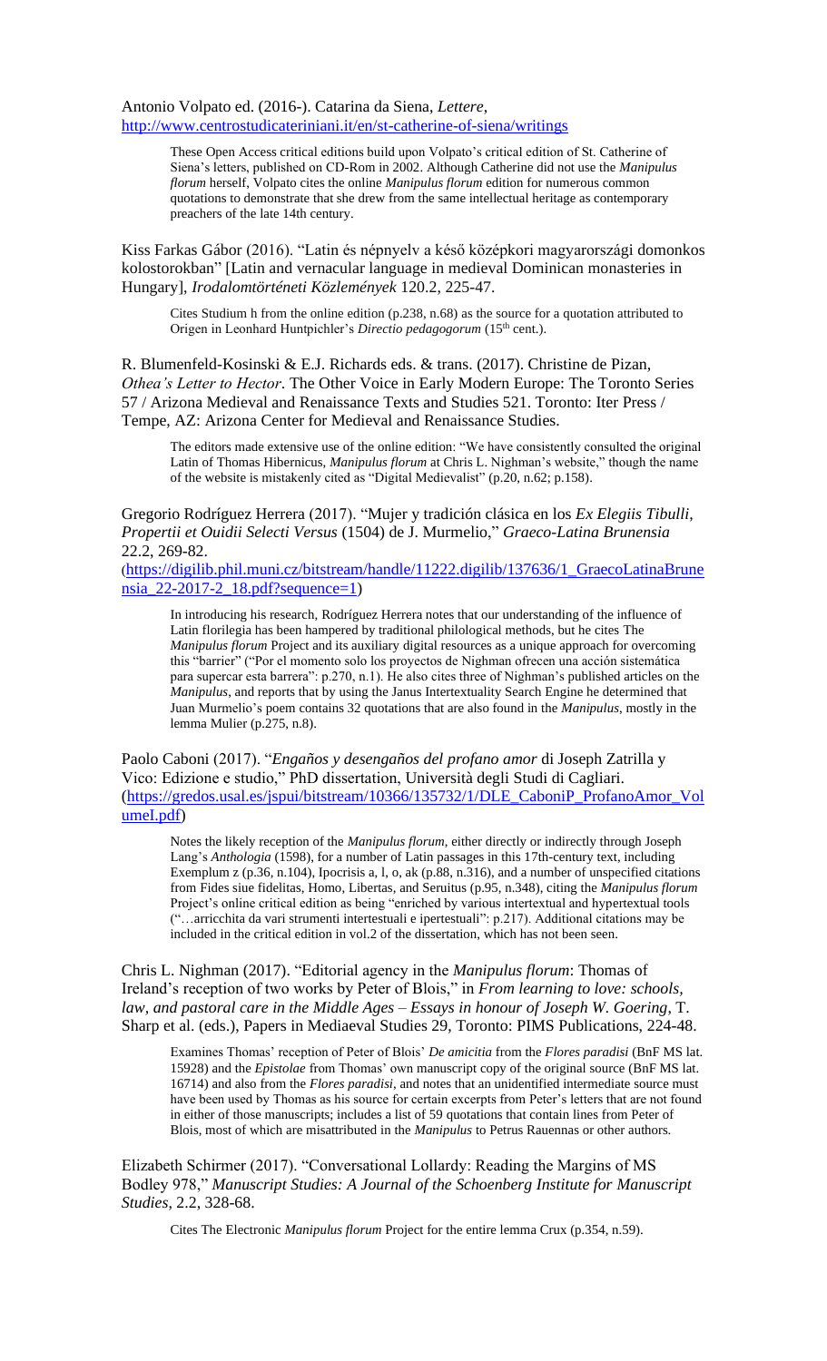Antonio Volpato ed. (2016-). Catarina da Siena, *Lettere*, http://www.centrostudicateriniani.it/en/st-catherine-of-siena/writings

> These Open Access critical editions build upon Volpato's critical edition of St. Catherine of Siena's letters, published on CD-Rom in 2002. Although Catherine did not use the *Manipulus florum* herself, Volpato cites the online *Manipulus florum* edition for numerous common quotations to demonstrate that she drew from the same intellectual heritage as contemporary preachers of the late 14th century.

Kiss Farkas Gábor (2016). "Latin és népnyelv a késő középkori magyarországi domonkos kolostorokban" [Latin and vernacular language in medieval Dominican monasteries in Hungary], *Irodalomtörténeti Közlemények* 120.2, 225-47.

> Cites Studium h from the online edition (p.238, n.68) as the source for a quotation attributed to Origen in Leonhard Huntpichler's *Directio pedagogorum* (15th cent.).

R. Blumenfeld-Kosinski & E.J. Richards eds. & trans. (2017). Christine de Pizan, *Othea's Letter to Hector*. The Other Voice in Early Modern Europe: The Toronto Series 57 / Arizona Medieval and Renaissance Texts and Studies 521. Toronto: Iter Press / Tempe, AZ: Arizona Center for Medieval and Renaissance Studies.

> The editors made extensive use of the online edition: "We have consistently consulted the original Latin of Thomas Hibernicus, *Manipulus florum* at Chris L. Nighman's website," though the name of the website is mistakenly cited as "Digital Medievalist" (p.20, n.62; p.158).

Gregorio Rodríguez Herrera (2017). "Mujer y tradición clásica en los *Ex Elegiis Tibulli, Propertii et Ouidii Selecti Versus* (1504) de J. Murmelio," *Graeco-Latina Brunensia* 22.2, 269-82.
(https://digilib.phil.muni.cz/bitstream/handle/11222.digilib/137636/1_GraecoLatinaBrunensia_22-2017-2_18.pdf?sequence=1)

> In introducing his research, Rodríguez Herrera notes that our understanding of the influence of Latin florilegia has been hampered by traditional philological methods, but he cites The *Manipulus florum* Project and its auxiliary digital resources as a unique approach for overcoming this "barrier" ("Por el momento solo los proyectos de Nighman ofrecen una acción sistemática para supercar esta barrera": p.270, n.1). He also cites three of Nighman's published articles on the *Manipulus*, and reports that by using the Janus Intertextuality Search Engine he determined that Juan Murmelio's poem contains 32 quotations that are also found in the *Manipulus*, mostly in the lemma Mulier (p.275, n.8).

Paolo Caboni (2017). "*Engaños y desengaños del profano amor* di Joseph Zatrilla y Vico: Edizione e studio," PhD dissertation, Università degli Studi di Cagliari.
(https://gredos.usal.es/jspui/bitstream/10366/135732/1/DLE_CaboniP_ProfanoAmor_VolumeI.pdf)

> Notes the likely reception of the *Manipulus florum*, either directly or indirectly through Joseph Lang's *Anthologia* (1598), for a number of Latin passages in this 17th-century text, including Exemplum z (p.36, n.104), Ipocrisis a, l, o, ak (p.88, n.316), and a number of unspecified citations from Fides siue fidelitas, Homo, Libertas, and Seruitus (p.95, n.348), citing the *Manipulus florum* Project's online critical edition as being "enriched by various intertextual and hypertextual tools ("…arricchita da vari strumenti intertestuali e ipertestuali": p.217). Additional citations may be included in the critical edition in vol.2 of the dissertation, which has not been seen.

Chris L. Nighman (2017). "Editorial agency in the *Manipulus florum*: Thomas of Ireland's reception of two works by Peter of Blois," in *From learning to love: schools, law, and pastoral care in the Middle Ages – Essays in honour of Joseph W. Goering*, T. Sharp et al. (eds.), Papers in Mediaeval Studies 29, Toronto: PIMS Publications, 224-48.

> Examines Thomas' reception of Peter of Blois' *De amicitia* from the *Flores paradisi* (BnF MS lat. 15928) and the *Epistolae* from Thomas' own manuscript copy of the original source (BnF MS lat. 16714) and also from the *Flores paradisi*, and notes that an unidentified intermediate source must have been used by Thomas as his source for certain excerpts from Peter's letters that are not found in either of those manuscripts; includes a list of 59 quotations that contain lines from Peter of Blois, most of which are misattributed in the *Manipulus* to Petrus Rauennas or other authors.

Elizabeth Schirmer (2017). "Conversational Lollardy: Reading the Margins of MS Bodley 978," *Manuscript Studies: A Journal of the Schoenberg Institute for Manuscript Studies*, 2.2, 328-68.

> Cites The Electronic *Manipulus florum* Project for the entire lemma Crux (p.354, n.59).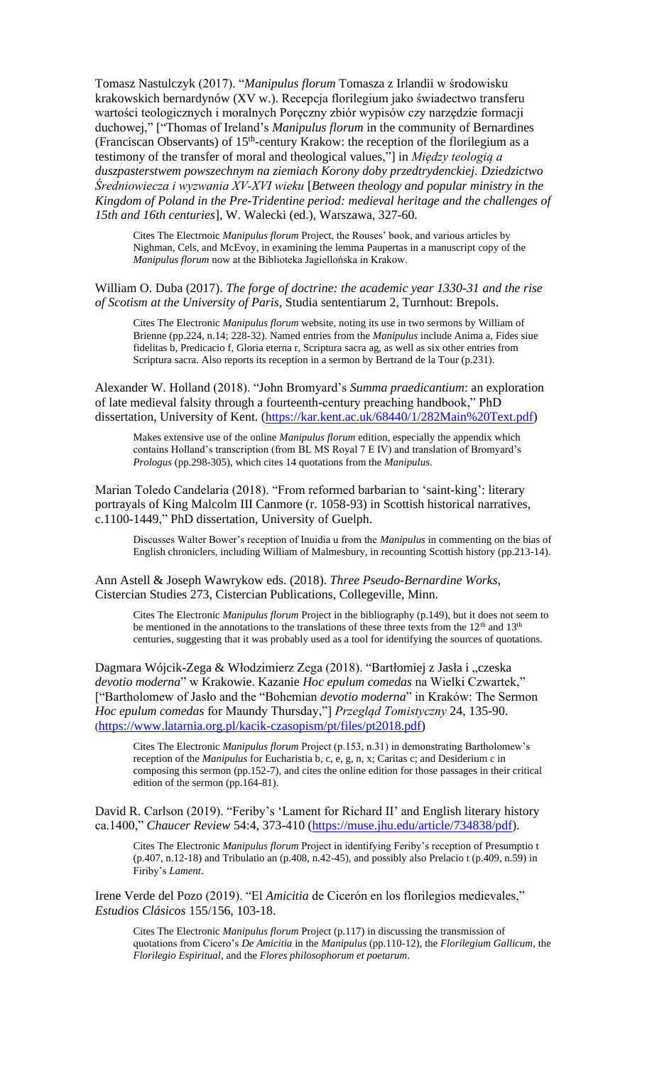Tomasz Nastulczyk (2017). "*Manipulus florum* Tomasza z Irlandii w środowisku krakowskich bernardynów (XV w.). Recepcja florilegium jako świadectwo transferu wartości teologicznych i moralnych Poręczny zbiór wypisów czy narzędzie formacji duchowej," ["Thomas of Ireland's *Manipulus florum* in the community of Bernardines (Franciscan Observants) of 15th-century Krakow: the reception of the florilegium as a testimony of the transfer of moral and theological values,"] in *Między teologią a duszpasterstwem powszechnym na ziemiach Korony doby przedtrydenckiej. Dziedzictwo Średniowiecza i wyzwania XV-XVI wieku* [*Between theology and popular ministry in the Kingdom of Poland in the Pre-Tridentine period: medieval heritage and the challenges of 15th and 16th centuries*], W. Walecki (ed.), Warszawa, 327-60.

> Cites The Electrnoic *Manipulus florum* Project, the Rouses' book, and various articles by Nighman, Cels, and McEvoy, in examining the lemma Paupertas in a manuscript copy of the *Manipulus florum* now at the Biblioteka Jagiellońska in Krakow.

William O. Duba (2017). *The forge of doctrine: the academic year 1330-31 and the rise of Scotism at the University of Paris*, Studia sententiarum 2, Turnhout: Brepols.

> Cites The Electronic *Manipulus florum* website, noting its use in two sermons by William of Brienne (pp.224, n.14; 228-32). Named entries from the *Manipulus* include Anima a, Fides siue fidelitas b, Predicacio f, Gloria eterna r, Scriptura sacra ag, as well as six other entries from Scriptura sacra. Also reports its reception in a sermon by Bertrand de la Tour (p.231).

Alexander W. Holland (2018). "John Bromyard's *Summa praedicantium*: an exploration of late medieval falsity through a fourteenth-century preaching handbook," PhD dissertation, University of Kent. (https://kar.kent.ac.uk/68440/1/282Main%20Text.pdf)

> Makes extensive use of the online *Manipulus florum* edition, especially the appendix which contains Holland's transcription (from BL MS Royal 7 E IV) and translation of Bromyard's *Prologus* (pp.298-305), which cites 14 quotations from the *Manipulus*.

Marian Toledo Candelaria (2018). "From reformed barbarian to 'saint-king': literary portrayals of King Malcolm III Canmore (r. 1058-93) in Scottish historical narratives, c.1100-1449," PhD dissertation, University of Guelph.

> Discusses Walter Bower's reception of Inuidia u from the *Manipulus* in commenting on the bias of English chroniclers, including William of Malmesbury, in recounting Scottish history (pp.213-14).

Ann Astell & Joseph Wawrykow eds. (2018). *Three Pseudo-Bernardine Works*, Cistercian Studies 273, Cistercian Publications, Collegeville, Minn.

> Cites The Electronic *Manipulus florum* Project in the bibliography (p.149), but it does not seem to be mentioned in the annotations to the translations of these three texts from the 12th and 13th centuries, suggesting that it was probably used as a tool for identifying the sources of quotations.

Dagmara Wójcik-Zega & Włodzimierz Zega (2018). "Bartłomiej z Jasła i „czeska *devotio moderna*" w Krakowie. Kazanie *Hoc epulum comedas* na Wielki Czwartek," ["Bartholomew of Jasło and the "Bohemian *devotio moderna*" in Kraków: The Sermon *Hoc epulum comedas* for Maundy Thursday,"] *Przegląd Tomistyczny* 24, 135-90. (https://www.latarnia.org.pl/kacik-czasopism/pt/files/pt2018.pdf)

> Cites The Electronic *Manipulus florum* Project (p.153, n.31) in demonstrating Bartholomew's reception of the *Manipulus* for Eucharistia b, c, e, g, n, x; Caritas c; and Desiderium c in composing this sermon (pp.152-7), and cites the online edition for those passages in their critical edition of the sermon (pp.164-81).

David R. Carlson (2019). "Feriby's 'Lament for Richard II' and English literary history ca.1400," *Chaucer Review* 54:4, 373-410 (https://muse.jhu.edu/article/734838/pdf).

> Cites The Electronic *Manipulus florum* Project in identifying Feriby's reception of Presumptio t (p.407, n.12-18) and Tribulatio an (p.408, n.42-45), and possibly also Prelacio t (p.409, n.59) in Firiby's *Lament*.

Irene Verde del Pozo (2019). "El *Amicitia* de Cicerón en los florilegios medievales," *Estudios Clásicos* 155/156, 103-18.

> Cites The Electronic *Manipulus florum* Project (p.117) in discussing the transmission of quotations from Cicero's *De Amicitia* in the *Manipulus* (pp.110-12), the *Florilegium Gallicum*, the *Florilegio Espiritual*, and the *Flores philosophorum et poetarum*.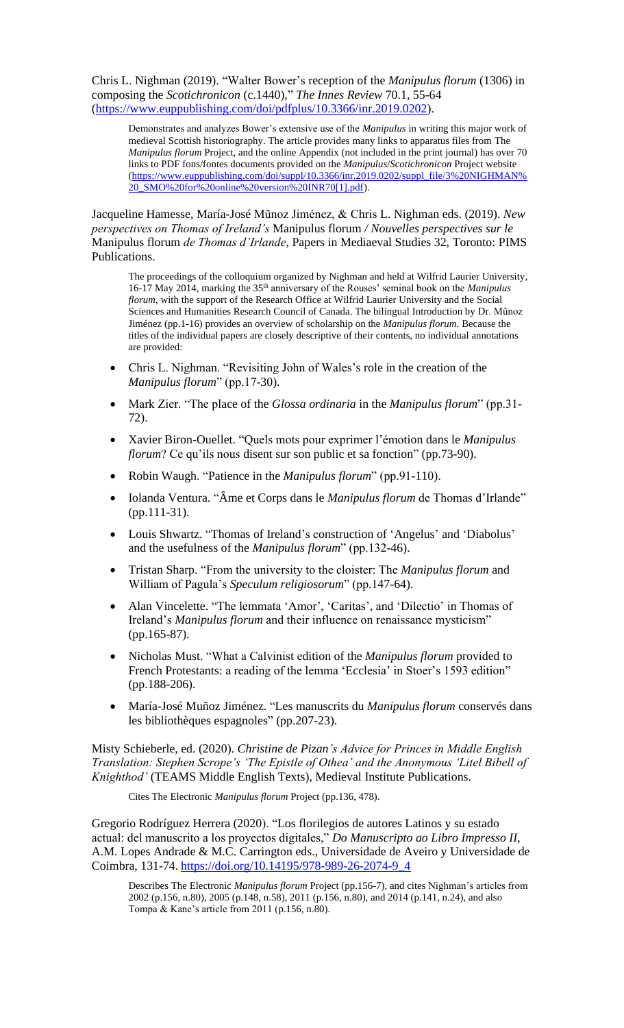Chris L. Nighman (2019). "Walter Bower's reception of the *Manipulus florum* (1306) in composing the *Scotichronicon* (c.1440)," *The Innes Review* 70.1, 55-64 (https://www.euppublishing.com/doi/pdfplus/10.3366/inr.2019.0202).

> Demonstrates and analyzes Bower's extensive use of the *Manipulus* in writing this major work of medieval Scottish historiography. The article provides many links to apparatus files from The *Manipulus florum* Project, and the online Appendix (not included in the print journal) has over 70 links to PDF fons/fontes documents provided on the *Manipulus*/*Scotichronicon* Project website (https://www.euppublishing.com/doi/suppl/10.3366/inr.2019.0202/suppl_file/3%20NIGHMAN%20_SMO%20for%20online%20version%20INR70[1].pdf).

Jacqueline Hamesse, María-José Mũnoz Jiménez, & Chris L. Nighman eds. (2019). *New perspectives on Thomas of Ireland's* Manipulus florum */ Nouvelles perspectives sur le* Manipulus florum *de Thomas d'Irlande*, Papers in Mediaeval Studies 32, Toronto: PIMS Publications.

> The proceedings of the colloquium organized by Nighman and held at Wilfrid Laurier University, 16-17 May 2014, marking the 35th anniversary of the Rouses' seminal book on the *Manipulus florum*, with the support of the Research Office at Wilfrid Laurier University and the Social Sciences and Humanities Research Council of Canada. The bilingual Introduction by Dr. Mũnoz Jiménez (pp.1-16) provides an overview of scholarship on the *Manipulus florum*. Because the titles of the individual papers are closely descriptive of their contents, no individual annotations are provided:

- Chris L. Nighman. "Revisiting John of Wales's role in the creation of the *Manipulus florum*" (pp.17-30).
- Mark Zier. "The place of the *Glossa ordinaria* in the *Manipulus florum*" (pp.31-72).
- Xavier Biron-Ouellet. "Quels mots pour exprimer l'émotion dans le *Manipulus florum*? Ce qu'ils nous disent sur son public et sa fonction" (pp.73-90).
- Robin Waugh. "Patience in the *Manipulus florum*" (pp.91-110).
- Iolanda Ventura. "Âme et Corps dans le *Manipulus florum* de Thomas d'Irlande" (pp.111-31).
- Louis Shwartz. "Thomas of Ireland's construction of 'Angelus' and 'Diabolus' and the usefulness of the *Manipulus florum*" (pp.132-46).
- Tristan Sharp. "From the university to the cloister: The *Manipulus florum* and William of Pagula's *Speculum religiosorum*" (pp.147-64).
- Alan Vincelette. "The lemmata 'Amor', 'Caritas', and 'Dilectio' in Thomas of Ireland's *Manipulus florum* and their influence on renaissance mysticism" (pp.165-87).
- Nicholas Must. "What a Calvinist edition of the *Manipulus florum* provided to French Protestants: a reading of the lemma 'Ecclesia' in Stoer's 1593 edition" (pp.188-206).
- María-José Muñoz Jiménez. "Les manuscrits du *Manipulus florum* conservés dans les bibliothèques espagnoles" (pp.207-23).

Misty Schieberle, ed. (2020). *Christine de Pizan's Advice for Princes in Middle English Translation: Stephen Scrope's 'The Epistle of Othea' and the Anonymous 'Litel Bibell of Knighthod'* (TEAMS Middle English Texts), Medieval Institute Publications.

> Cites The Electronic *Manipulus florum* Project (pp.136, 478).

Gregorio Rodríguez Herrera (2020). "Los florilegios de autores Latinos y su estado actual: del manuscrito a los proyectos digitales," *Do Manuscripto ao Libro Impresso II*, A.M. Lopes Andrade & M.C. Carrington eds., Universidade de Aveiro y Universidade de Coimbra, 131-74. https://doi.org/10.14195/978-989-26-2074-9_4

> Describes The Electronic *Manipulus florum* Project (pp.156-7), and cites Nighman's articles from 2002 (p.156, n.80), 2005 (p.148, n.58), 2011 (p.156, n.80), and 2014 (p.141, n.24), and also Tompa & Kane's article from 2011 (p.156, n.80).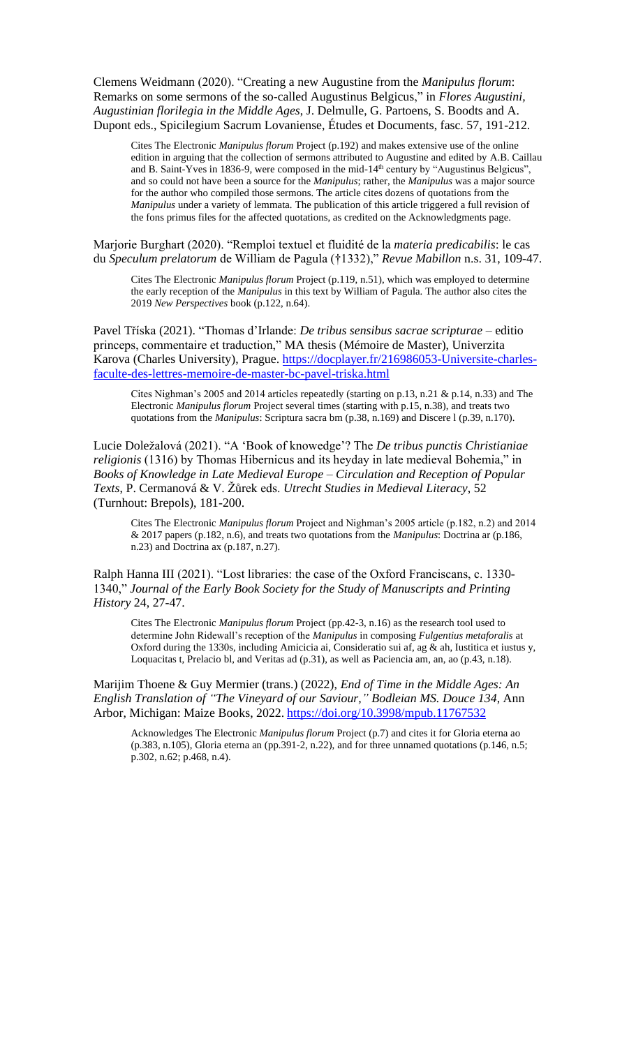Clemens Weidmann (2020). "Creating a new Augustine from the *Manipulus florum*: Remarks on some sermons of the so-called Augustinus Belgicus," in *Flores Augustini, Augustinian florilegia in the Middle Ages*, J. Delmulle, G. Partoens, S. Boodts and A. Dupont eds., Spicilegium Sacrum Lovaniense, Études et Documents, fasc. 57, 191-212.

> Cites The Electronic *Manipulus florum* Project (p.192) and makes extensive use of the online edition in arguing that the collection of sermons attributed to Augustine and edited by A.B. Caillau and B. Saint-Yves in 1836-9, were composed in the mid-14th century by "Augustinus Belgicus", and so could not have been a source for the *Manipulus*; rather, the *Manipulus* was a major source for the author who compiled those sermons. The article cites dozens of quotations from the *Manipulus* under a variety of lemmata. The publication of this article triggered a full revision of the fons primus files for the affected quotations, as credited on the Acknowledgments page.

Marjorie Burghart (2020). "Remploi textuel et fluidité de la *materia predicabilis*: le cas du *Speculum prelatorum* de William de Pagula (†1332)," *Revue Mabillon* n.s. 31, 109-47.

> Cites The Electronic *Manipulus florum* Project (p.119, n.51), which was employed to determine the early reception of the *Manipulus* in this text by William of Pagula. The author also cites the 2019 *New Perspectives* book (p.122, n.64).

Pavel Tříska (2021). "Thomas d'Irlande: *De tribus sensibus sacrae scripturae* – editio princeps, commentaire et traduction," MA thesis (Mémoire de Master), Univerzita Karova (Charles University), Prague. https://docplayer.fr/216986053-Universite-charles-faculte-des-lettres-memoire-de-master-bc-pavel-triska.html

> Cites Nighman's 2005 and 2014 articles repeatedly (starting on p.13, n.21 & p.14, n.33) and The Electronic *Manipulus florum* Project several times (starting with p.15, n.38), and treats two quotations from the *Manipulus*: Scriptura sacra bm (p.38, n.169) and Discere l (p.39, n.170).

Lucie Doležalová (2021). "A 'Book of knowedge'? The *De tribus punctis Christianiae religionis* (1316) by Thomas Hibernicus and its heyday in late medieval Bohemia," in *Books of Knowledge in Late Medieval Europe – Circulation and Reception of Popular Texts*, P. Cermanová & V. Žůrek eds. *Utrecht Studies in Medieval Literacy*, 52 (Turnhout: Brepols), 181-200.

> Cites The Electronic *Manipulus florum* Project and Nighman's 2005 article (p.182, n.2) and 2014 & 2017 papers (p.182, n.6), and treats two quotations from the *Manipulus*: Doctrina ar (p.186, n.23) and Doctrina ax (p.187, n.27).

Ralph Hanna III (2021). "Lost libraries: the case of the Oxford Franciscans, c. 1330-1340," *Journal of the Early Book Society for the Study of Manuscripts and Printing History* 24, 27-47.

> Cites The Electronic *Manipulus florum* Project (pp.42-3, n.16) as the research tool used to determine John Ridewall's reception of the *Manipulus* in composing *Fulgentius metaforalis* at Oxford during the 1330s, including Amicicia ai, Consideratio sui af, ag & ah, Iustitica et iustus y, Loquacitas t, Prelacio bl, and Veritas ad (p.31), as well as Paciencia am, an, ao (p.43, n.18).

Marijim Thoene & Guy Mermier (trans.) (2022), *End of Time in the Middle Ages: An English Translation of "The Vineyard of our Saviour," Bodleian MS. Douce 134*, Ann Arbor, Michigan: Maize Books, 2022. https://doi.org/10.3998/mpub.11767532

> Acknowledges The Electronic *Manipulus florum* Project (p.7) and cites it for Gloria eterna ao (p.383, n.105), Gloria eterna an (pp.391-2, n.22), and for three unnamed quotations (p.146, n.5; p.302, n.62; p.468, n.4).